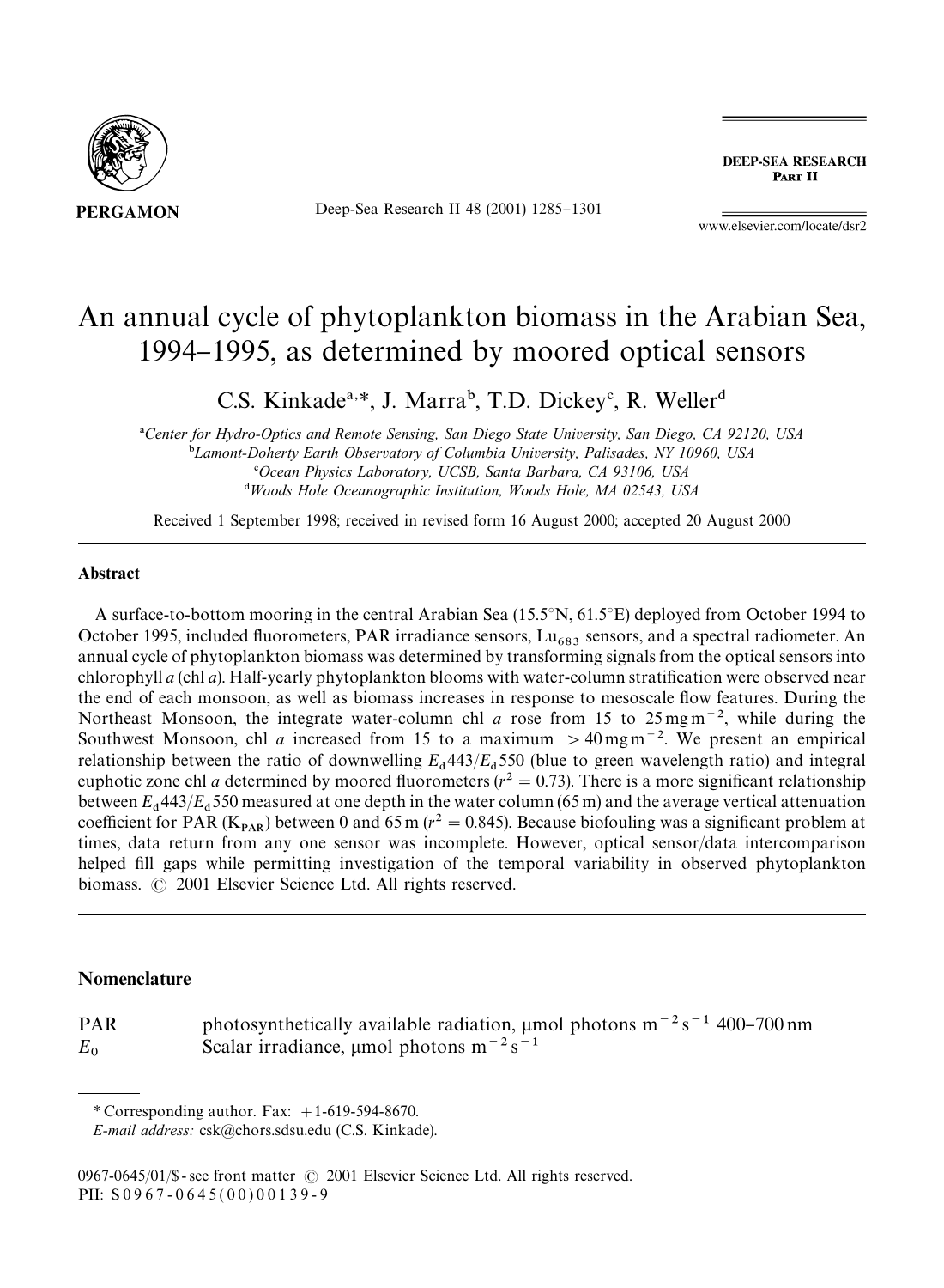# An annual cycle of phytoplankton biomass in the Arabian Sea, 1994–1995, as determined by moored optical sensors

C.S. Kinkade[a,*], J. Marra[b], T.D. Dickey[c], R. Weller[d]

[a]Center for Hydro-Optics and Remote Sensing, San Diego State University, San Diego, CA 92120, USA
[b]Lamont-Doherty Earth Observatory of Columbia University, Palisades, NY 10960, USA
[c]Ocean Physics Laboratory, UCSB, Santa Barbara, CA 93106, USA
[d]Woods Hole Oceanographic Institution, Woods Hole, MA 02543, USA

Received 1 September 1998; received in revised form 16 August 2000; accepted 20 August 2000

## Abstract

A surface-to-bottom mooring in the central Arabian Sea (15.5°N, 61.5°E) deployed from October 1994 to October 1995, included fluorometers, PAR irradiance sensors, $Lu_{683}$ sensors, and a spectral radiometer. An annual cycle of phytoplankton biomass was determined by transforming signals from the optical sensors into chlorophyll *a* (chl *a*). Half-yearly phytoplankton blooms with water-column stratification were observed near the end of each monsoon, as well as biomass increases in response to mesoscale flow features. During the Northeast Monsoon, the integrate water-column chl *a* rose from 15 to 25 mg m$^{-2}$, while during the Southwest Monsoon, chl *a* increased from 15 to a maximum $>40$ mg m$^{-2}$. We present an empirical relationship between the ratio of downwelling $E_d443/E_d550$ (blue to green wavelength ratio) and integral euphotic zone chl *a* determined by moored fluorometers ($r^2 = 0.73$). There is a more significant relationship between $E_d443/E_d550$ measured at one depth in the water column (65 m) and the average vertical attenuation coefficient for PAR ($K_{PAR}$) between 0 and 65 m ($r^2 = 0.845$). Because biofouling was a significant problem at times, data return from any one sensor was incomplete. However, optical sensor/data intercomparison helped fill gaps while permitting investigation of the temporal variability in observed phytoplankton biomass. © 2001 Elsevier Science Ltd. All rights reserved.

## Nomenclature

| | |
|---|---|
| PAR | photosynthetically available radiation, μmol photons m$^{-2}$ s$^{-1}$ 400–700 nm |
| $E_0$ | Scalar irradiance, μmol photons m$^{-2}$ s$^{-1}$ |

\* Corresponding author. Fax: +1-619-594-8670.
*E-mail address:* csk@chors.sdsu.edu (C.S. Kinkade).

0967-0645/01/$ - see front matter © 2001 Elsevier Science Ltd. All rights reserved.
PII: S0967-0645(00)00139-9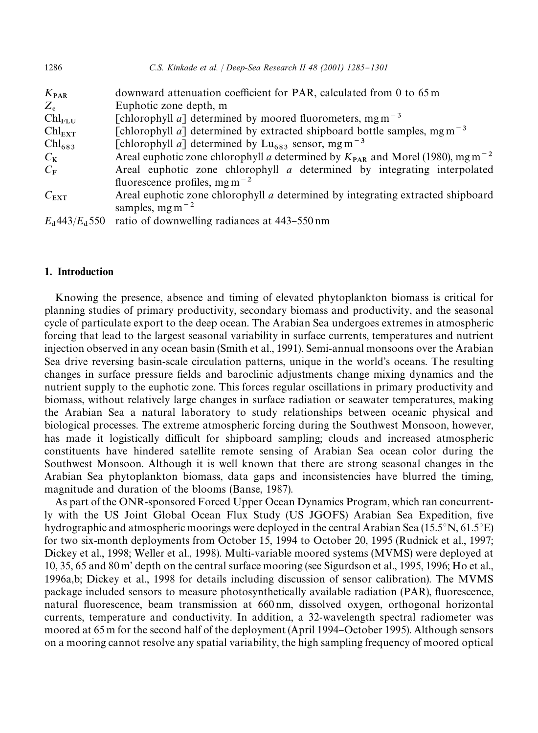| | |
|---|---|
| $K_{PAR}$ | downward attenuation coefficient for PAR, calculated from 0 to 65 m |
| $Z_e$ | Euphotic zone depth, m |
| $Chl_{FLU}$ | [chlorophyll *a*] determined by moored fluorometers, mg m$^{-3}$ |
| $Chl_{EXT}$ | [chlorophyll *a*] determined by extracted shipboard bottle samples, mg m$^{-3}$ |
| $Chl_{683}$ | [chlorophyll *a*] determined by $Lu_{683}$ sensor, mg m$^{-3}$ |
| $C_K$ | Areal euphotic zone chlorophyll *a* determined by $K_{PAR}$ and Morel (1980), mg m$^{-2}$ |
| $C_F$ | Areal euphotic zone chlorophyll *a* determined by integrating interpolated fluorescence profiles, mg m$^{-2}$ |
| $C_{EXT}$ | Areal euphotic zone chlorophyll *a* determined by integrating extracted shipboard samples, mg m$^{-2}$ |
| $E_d443/E_d550$ | ratio of downwelling radiances at 443–550 nm |

## 1. Introduction

Knowing the presence, absence and timing of elevated phytoplankton biomass is critical for planning studies of primary productivity, secondary biomass and productivity, and the seasonal cycle of particulate export to the deep ocean. The Arabian Sea undergoes extremes in atmospheric forcing that lead to the largest seasonal variability in surface currents, temperatures and nutrient injection observed in any ocean basin (Smith et al., 1991). Semi-annual monsoons over the Arabian Sea drive reversing basin-scale circulation patterns, unique in the world's oceans. The resulting changes in surface pressure fields and baroclinic adjustments change mixing dynamics and the nutrient supply to the euphotic zone. This forces regular oscillations in primary productivity and biomass, without relatively large changes in surface radiation or seawater temperatures, making the Arabian Sea a natural laboratory to study relationships between oceanic physical and biological processes. The extreme atmospheric forcing during the Southwest Monsoon, however, has made it logistically difficult for shipboard sampling; clouds and increased atmospheric constituents have hindered satellite remote sensing of Arabian Sea ocean color during the Southwest Monsoon. Although it is well known that there are strong seasonal changes in the Arabian Sea phytoplankton biomass, data gaps and inconsistencies have blurred the timing, magnitude and duration of the blooms (Banse, 1987).

As part of the ONR-sponsored Forced Upper Ocean Dynamics Program, which ran concurrently with the US Joint Global Ocean Flux Study (US JGOFS) Arabian Sea Expedition, five hydrographic and atmospheric moorings were deployed in the central Arabian Sea (15.5°N, 61.5°E) for two six-month deployments from October 15, 1994 to October 20, 1995 (Rudnick et al., 1997; Dickey et al., 1998; Weller et al., 1998). Multi-variable moored systems (MVMS) were deployed at 10, 35, 65 and 80 m' depth on the central surface mooring (see Sigurdson et al., 1995, 1996; Ho et al., 1996a,b; Dickey et al., 1998 for details including discussion of sensor calibration). The MVMS package included sensors to measure photosynthetically available radiation (PAR), fluorescence, natural fluorescence, beam transmission at 660 nm, dissolved oxygen, orthogonal horizontal currents, temperature and conductivity. In addition, a 32-wavelength spectral radiometer was moored at 65 m for the second half of the deployment (April 1994–October 1995). Although sensors on a mooring cannot resolve any spatial variability, the high sampling frequency of moored optical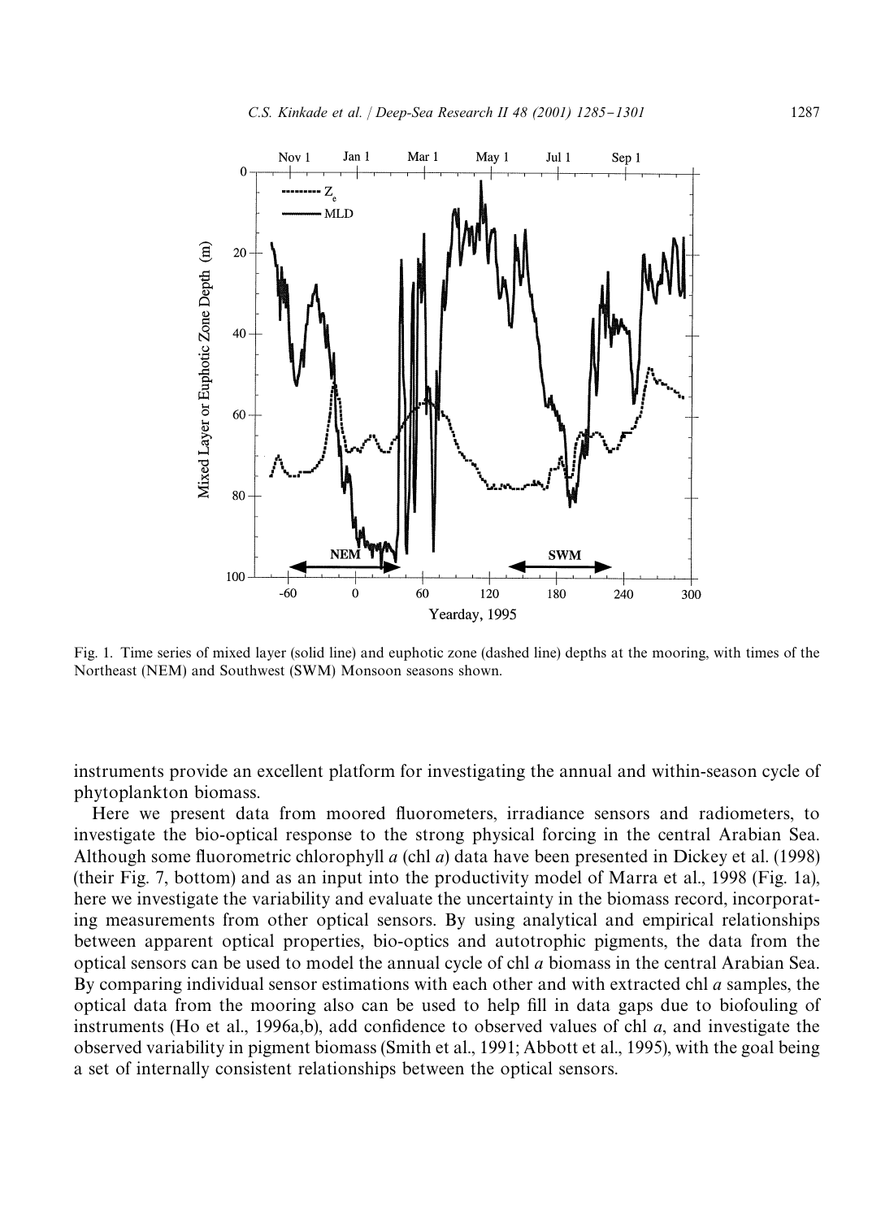Fig. 1. Time series of mixed layer (solid line) and euphotic zone (dashed line) depths at the mooring, with times of the Northeast (NEM) and Southwest (SWM) Monsoon seasons shown.

instruments provide an excellent platform for investigating the annual and within-season cycle of phytoplankton biomass.

Here we present data from moored fluorometers, irradiance sensors and radiometers, to investigate the bio-optical response to the strong physical forcing in the central Arabian Sea. Although some fluorometric chlorophyll *a* (chl *a*) data have been presented in Dickey et al. (1998) (their Fig. 7, bottom) and as an input into the productivity model of Marra et al., 1998 (Fig. 1a), here we investigate the variability and evaluate the uncertainty in the biomass record, incorporating measurements from other optical sensors. By using analytical and empirical relationships between apparent optical properties, bio-optics and autotrophic pigments, the data from the optical sensors can be used to model the annual cycle of chl *a* biomass in the central Arabian Sea. By comparing individual sensor estimations with each other and with extracted chl *a* samples, the optical data from the mooring also can be used to help fill in data gaps due to biofouling of instruments (Ho et al., 1996a,b), add confidence to observed values of chl *a*, and investigate the observed variability in pigment biomass (Smith et al., 1991; Abbott et al., 1995), with the goal being a set of internally consistent relationships between the optical sensors.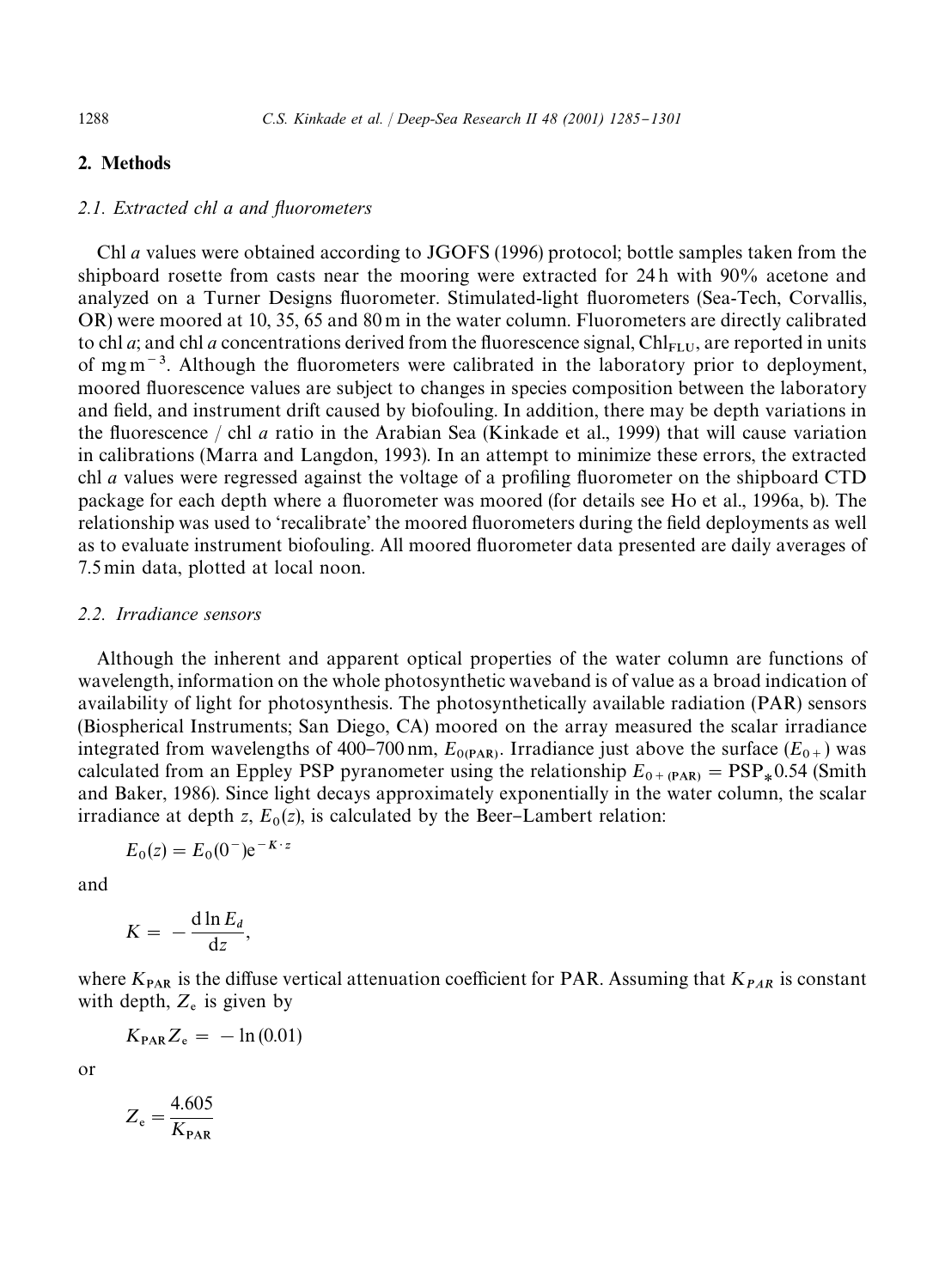## 2. Methods

### 2.1. Extracted chl *a* and fluorometers

Chl *a* values were obtained according to JGOFS (1996) protocol; bottle samples taken from the shipboard rosette from casts near the mooring were extracted for 24 h with 90% acetone and analyzed on a Turner Designs fluorometer. Stimulated-light fluorometers (Sea-Tech, Corvallis, OR) were moored at 10, 35, 65 and 80 m in the water column. Fluorometers are directly calibrated to chl *a*; and chl *a* concentrations derived from the fluorescence signal, $\mathrm{Chl_{FLU}}$, are reported in units of $\mathrm{mg\,m^{-3}}$. Although the fluorometers were calibrated in the laboratory prior to deployment, moored fluorescence values are subject to changes in species composition between the laboratory and field, and instrument drift caused by biofouling. In addition, there may be depth variations in the fluorescence / chl *a* ratio in the Arabian Sea (Kinkade et al., 1999) that will cause variation in calibrations (Marra and Langdon, 1993). In an attempt to minimize these errors, the extracted chl *a* values were regressed against the voltage of a profiling fluorometer on the shipboard CTD package for each depth where a fluorometer was moored (for details see Ho et al., 1996a, b). The relationship was used to 'recalibrate' the moored fluorometers during the field deployments as well as to evaluate instrument biofouling. All moored fluorometer data presented are daily averages of 7.5 min data, plotted at local noon.

### 2.2. Irradiance sensors

Although the inherent and apparent optical properties of the water column are functions of wavelength, information on the whole photosynthetic waveband is of value as a broad indication of availability of light for photosynthesis. The photosynthetically available radiation (PAR) sensors (Biospherical Instruments; San Diego, CA) moored on the array measured the scalar irradiance integrated from wavelengths of 400–700 nm, $E_{0(\mathrm{PAR})}$. Irradiance just above the surface ($E_{0+}$) was calculated from an Eppley PSP pyranometer using the relationship $E_{0+(\mathrm{PAR})} = \mathrm{PSP}_{*}0.54$ (Smith and Baker, 1986). Since light decays approximately exponentially in the water column, the scalar irradiance at depth $z$, $E_0(z)$, is calculated by the Beer–Lambert relation:

$$E_0(z) = E_0(0^-)\mathrm{e}^{-K \cdot z}$$

and

$$K = -\frac{\mathrm{d}\ln E_d}{\mathrm{d}z},$$

where $K_{\mathrm{PAR}}$ is the diffuse vertical attenuation coefficient for PAR. Assuming that $K_{PAR}$ is constant with depth, $Z_{\mathrm{e}}$ is given by

$$K_{\mathrm{PAR}} Z_{\mathrm{e}} = -\ln(0.01)$$

or

$$Z_{\mathrm{e}} = \frac{4.605}{K_{\mathrm{PAR}}}$$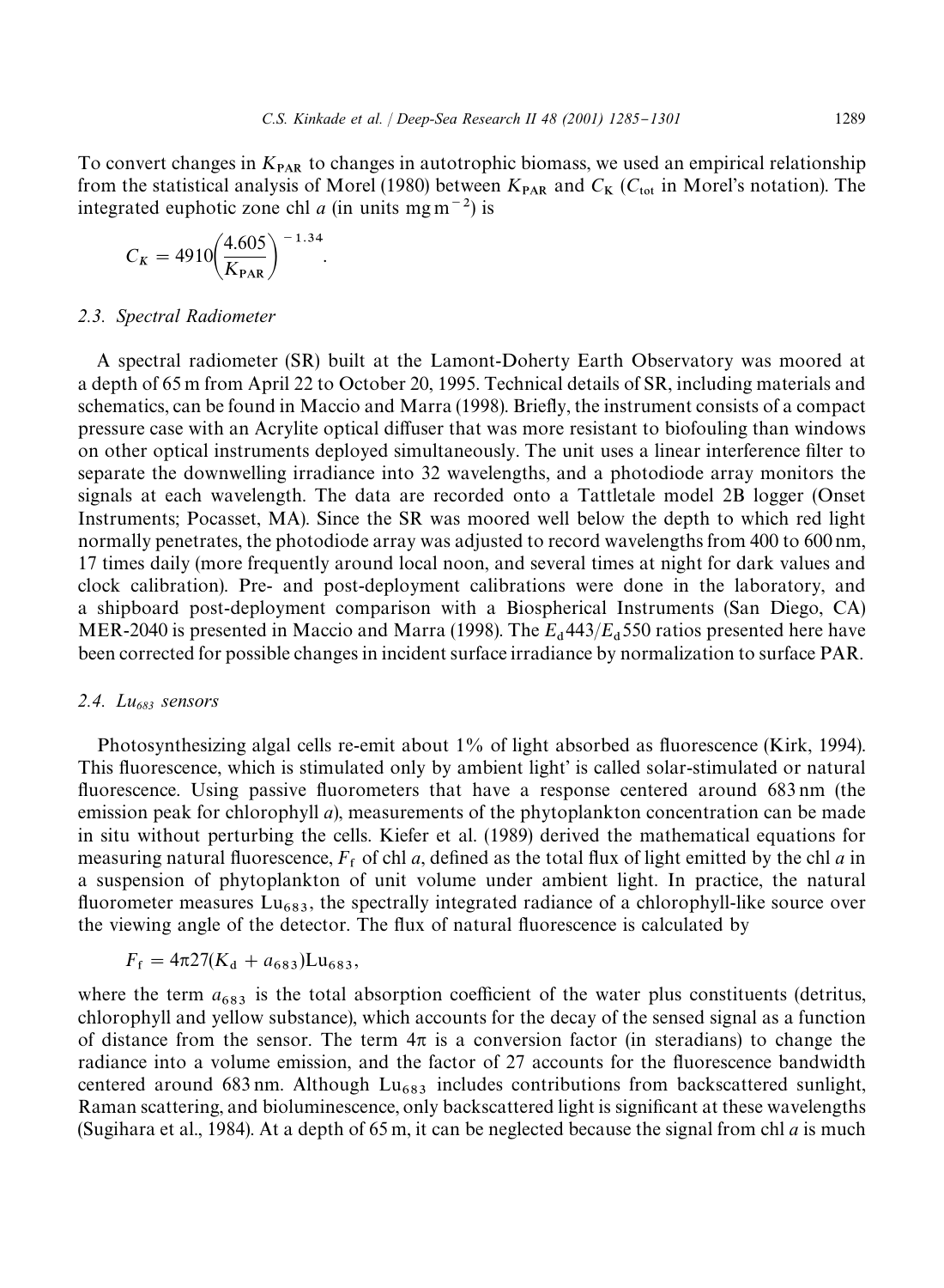To convert changes in $K_{\mathrm{PAR}}$ to changes in autotrophic biomass, we used an empirical relationship from the statistical analysis of Morel (1980) between $K_{\mathrm{PAR}}$ and $C_{\mathrm{K}}$ ($C_{\mathrm{tot}}$ in Morel's notation). The integrated euphotic zone chl *a* (in units mg m$^{-2}$) is

$$C_K = 4910\left(\frac{4.605}{K_{\mathrm{PAR}}}\right)^{-1.34}.$$

### 2.3. Spectral Radiometer

A spectral radiometer (SR) built at the Lamont-Doherty Earth Observatory was moored at a depth of 65 m from April 22 to October 20, 1995. Technical details of SR, including materials and schematics, can be found in Maccio and Marra (1998). Briefly, the instrument consists of a compact pressure case with an Acrylite optical diffuser that was more resistant to biofouling than windows on other optical instruments deployed simultaneously. The unit uses a linear interference filter to separate the downwelling irradiance into 32 wavelengths, and a photodiode array monitors the signals at each wavelength. The data are recorded onto a Tattletale model 2B logger (Onset Instruments; Pocasset, MA). Since the SR was moored well below the depth to which red light normally penetrates, the photodiode array was adjusted to record wavelengths from 400 to 600 nm, 17 times daily (more frequently around local noon, and several times at night for dark values and clock calibration). Pre- and post-deployment calibrations were done in the laboratory, and a shipboard post-deployment comparison with a Biospherical Instruments (San Diego, CA) MER-2040 is presented in Maccio and Marra (1998). The $E_{\mathrm{d}}443/E_{\mathrm{d}}550$ ratios presented here have been corrected for possible changes in incident surface irradiance by normalization to surface PAR.

### 2.4. $\mathrm{Lu}_{683}$ sensors

Photosynthesizing algal cells re-emit about 1% of light absorbed as fluorescence (Kirk, 1994). This fluorescence, which is stimulated only by ambient light' is called solar-stimulated or natural fluorescence. Using passive fluorometers that have a response centered around 683 nm (the emission peak for chlorophyll *a*), measurements of the phytoplankton concentration can be made in situ without perturbing the cells. Kiefer et al. (1989) derived the mathematical equations for measuring natural fluorescence, $F_{\mathrm{f}}$ of chl *a*, defined as the total flux of light emitted by the chl *a* in a suspension of phytoplankton of unit volume under ambient light. In practice, the natural fluorometer measures $\mathrm{Lu}_{683}$, the spectrally integrated radiance of a chlorophyll-like source over the viewing angle of the detector. The flux of natural fluorescence is calculated by

$$F_{\mathrm{f}} = 4\pi 27(K_{\mathrm{d}} + a_{683})\mathrm{Lu}_{683},$$

where the term $a_{683}$ is the total absorption coefficient of the water plus constituents (detritus, chlorophyll and yellow substance), which accounts for the decay of the sensed signal as a function of distance from the sensor. The term $4\pi$ is a conversion factor (in steradians) to change the radiance into a volume emission, and the factor of 27 accounts for the fluorescence bandwidth centered around 683 nm. Although $\mathrm{Lu}_{683}$ includes contributions from backscattered sunlight, Raman scattering, and bioluminescence, only backscattered light is significant at these wavelengths (Sugihara et al., 1984). At a depth of 65 m, it can be neglected because the signal from chl *a* is much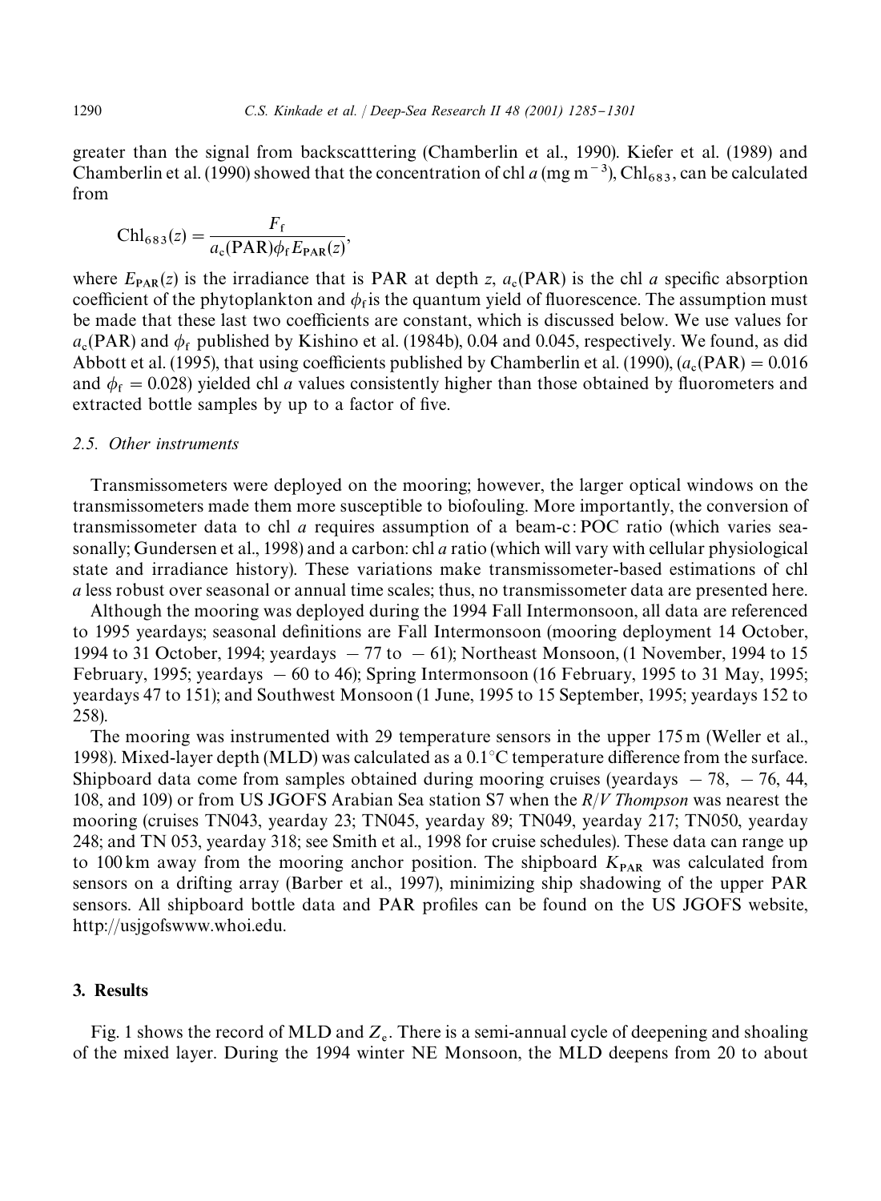greater than the signal from backscatttering (Chamberlin et al., 1990). Kiefer et al. (1989) and Chamberlin et al. (1990) showed that the concentration of chl *a* (mg m$^{-3}$), $\mathrm{Chl}_{683}$, can be calculated from

$$\mathrm{Chl}_{683}(z) = \frac{F_{\mathrm{f}}}{a_{\mathrm{c}}(\mathrm{PAR})\phi_{\mathrm{f}} E_{\mathrm{PAR}}(z)},$$

where $E_{\mathrm{PAR}}(z)$ is the irradiance that is PAR at depth $z$, $a_{\mathrm{c}}(\mathrm{PAR})$ is the chl *a* specific absorption coefficient of the phytoplankton and $\phi_{\mathrm{f}}$ is the quantum yield of fluorescence. The assumption must be made that these last two coefficients are constant, which is discussed below. We use values for $a_{\mathrm{c}}(\mathrm{PAR})$ and $\phi_{\mathrm{f}}$ published by Kishino et al. (1984b), 0.04 and 0.045, respectively. We found, as did Abbott et al. (1995), that using coefficients published by Chamberlin et al. (1990), ($a_{\mathrm{c}}(\mathrm{PAR}) = 0.016$ and $\phi_{\mathrm{f}} = 0.028$) yielded chl *a* values consistently higher than those obtained by fluorometers and extracted bottle samples by up to a factor of five.

### 2.5. Other instruments

Transmissometers were deployed on the mooring; however, the larger optical windows on the transmissometers made them more susceptible to biofouling. More importantly, the conversion of transmissometer data to chl *a* requires assumption of a beam-c : POC ratio (which varies seasonally; Gundersen et al., 1998) and a carbon: chl *a* ratio (which will vary with cellular physiological state and irradiance history). These variations make transmissometer-based estimations of chl *a* less robust over seasonal or annual time scales; thus, no transmissometer data are presented here.

Although the mooring was deployed during the 1994 Fall Intermonsoon, all data are referenced to 1995 yeardays; seasonal definitions are Fall Intermonsoon (mooring deployment 14 October, 1994 to 31 October, 1994; yeardays $-77$ to $-61$); Northeast Monsoon, (1 November, 1994 to 15 February, 1995; yeardays $-60$ to 46); Spring Intermonsoon (16 February, 1995 to 31 May, 1995; yeardays 47 to 151); and Southwest Monsoon (1 June, 1995 to 15 September, 1995; yeardays 152 to 258).

The mooring was instrumented with 29 temperature sensors in the upper 175 m (Weller et al., 1998). Mixed-layer depth (MLD) was calculated as a 0.1°C temperature difference from the surface. Shipboard data come from samples obtained during mooring cruises (yeardays $-78$, $-76$, 44, 108, and 109) or from US JGOFS Arabian Sea station S7 when the *R/V Thompson* was nearest the mooring (cruises TN043, yearday 23; TN045, yearday 89; TN049, yearday 217; TN050, yearday 248; and TN 053, yearday 318; see Smith et al., 1998 for cruise schedules). These data can range up to 100 km away from the mooring anchor position. The shipboard $K_{\mathrm{PAR}}$ was calculated from sensors on a drifting array (Barber et al., 1997), minimizing ship shadowing of the upper PAR sensors. All shipboard bottle data and PAR profiles can be found on the US JGOFS website, http://usjgofswww.whoi.edu.

## 3. Results

Fig. 1 shows the record of MLD and $Z_{\mathrm{e}}$. There is a semi-annual cycle of deepening and shoaling of the mixed layer. During the 1994 winter NE Monsoon, the MLD deepens from 20 to about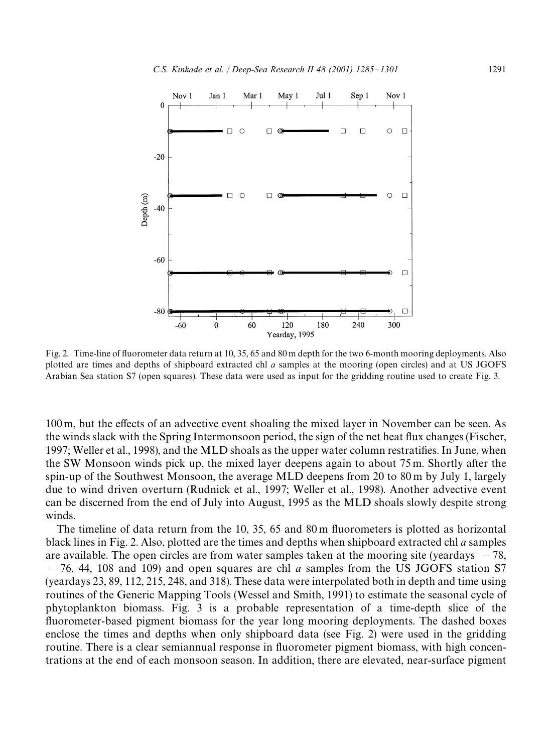Fig. 2. Time-line of fluorometer data return at 10, 35, 65 and 80 m depth for the two 6-month mooring deployments. Also plotted are times and depths of shipboard extracted chl *a* samples at the mooring (open circles) and at US JGOFS Arabian Sea station S7 (open squares). These data were used as input for the gridding routine used to create Fig. 3.

100 m, but the effects of an advective event shoaling the mixed layer in November can be seen. As the winds slack with the Spring Intermonsoon period, the sign of the net heat flux changes (Fischer, 1997; Weller et al., 1998), and the MLD shoals as the upper water column restratifies. In June, when the SW Monsoon winds pick up, the mixed layer deepens again to about 75 m. Shortly after the spin-up of the Southwest Monsoon, the average MLD deepens from 20 to 80 m by July 1, largely due to wind driven overturn (Rudnick et al., 1997; Weller et al., 1998). Another advective event can be discerned from the end of July into August, 1995 as the MLD shoals slowly despite strong winds.

The timeline of data return from the 10, 35, 65 and 80 m fluorometers is plotted as horizontal black lines in Fig. 2. Also, plotted are the times and depths when shipboard extracted chl *a* samples are available. The open circles are from water samples taken at the mooring site (yeardays −78, −76, 44, 108 and 109) and open squares are chl *a* samples from the US JGOFS station S7 (yeardays 23, 89, 112, 215, 248, and 318). These data were interpolated both in depth and time using routines of the Generic Mapping Tools (Wessel and Smith, 1991) to estimate the seasonal cycle of phytoplankton biomass. Fig. 3 is a probable representation of a time-depth slice of the fluorometer-based pigment biomass for the year long mooring deployments. The dashed boxes enclose the times and depths when only shipboard data (see Fig. 2) were used in the gridding routine. There is a clear semiannual response in fluorometer pigment biomass, with high concentrations at the end of each monsoon season. In addition, there are elevated, near-surface pigment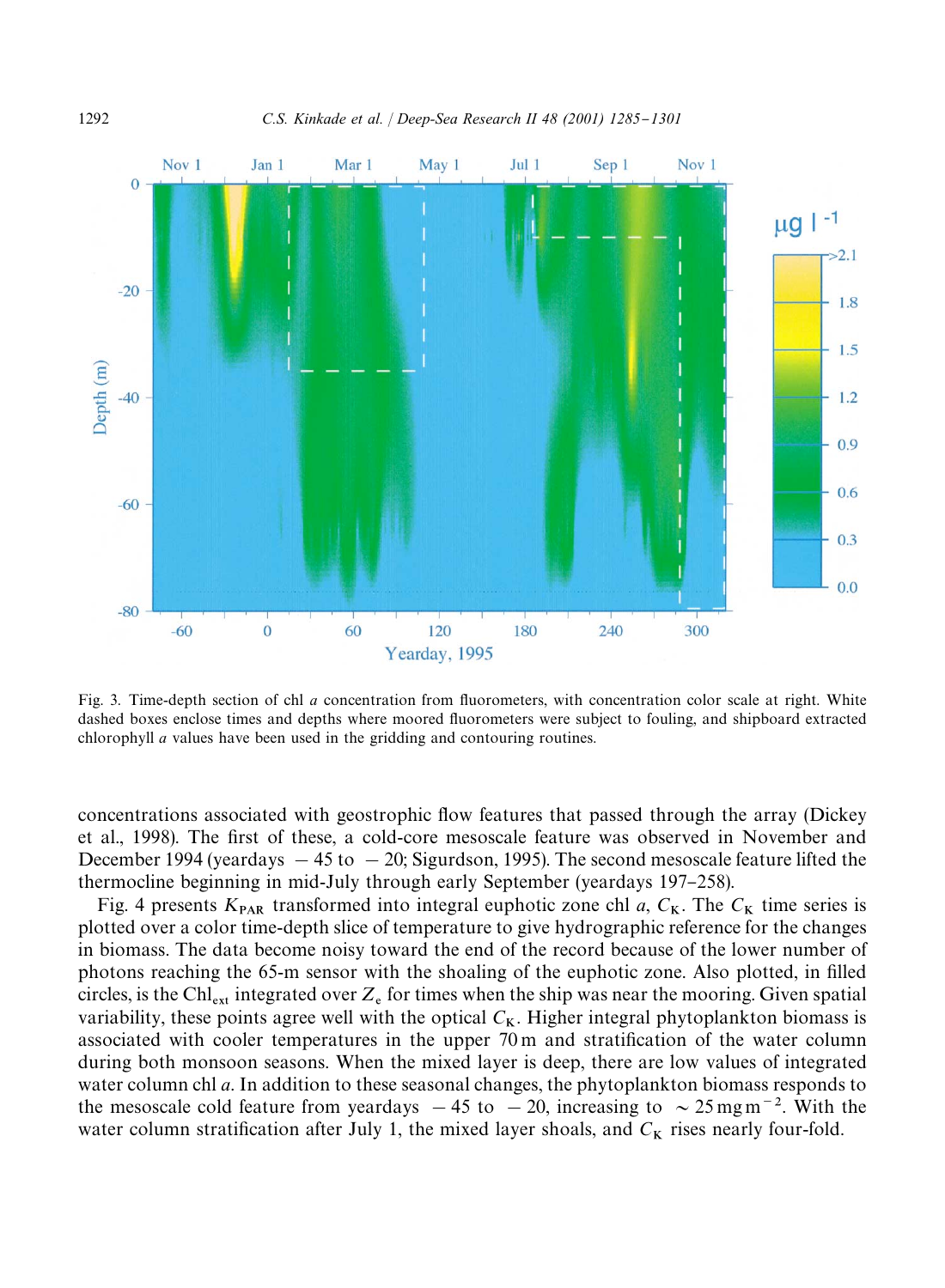Fig. 3. Time-depth section of chl *a* concentration from fluorometers, with concentration color scale at right. White dashed boxes enclose times and depths where moored fluorometers were subject to fouling, and shipboard extracted chlorophyll *a* values have been used in the gridding and contouring routines.

concentrations associated with geostrophic flow features that passed through the array (Dickey et al., 1998). The first of these, a cold-core mesoscale feature was observed in November and December 1994 (yeardays −45 to −20; Sigurdson, 1995). The second mesoscale feature lifted the thermocline beginning in mid-July through early September (yeardays 197–258).

Fig. 4 presents $K_{PAR}$ transformed into integral euphotic zone chl *a*, $C_K$. The $C_K$ time series is plotted over a color time-depth slice of temperature to give hydrographic reference for the changes in biomass. The data become noisy toward the end of the record because of the lower number of photons reaching the 65-m sensor with the shoaling of the euphotic zone. Also plotted, in filled circles, is the $Chl_{ext}$ integrated over $Z_e$ for times when the ship was near the mooring. Given spatial variability, these points agree well with the optical $C_K$. Higher integral phytoplankton biomass is associated with cooler temperatures in the upper 70 m and stratification of the water column during both monsoon seasons. When the mixed layer is deep, there are low values of integrated water column chl *a*. In addition to these seasonal changes, the phytoplankton biomass responds to the mesoscale cold feature from yeardays −45 to −20, increasing to $\sim 25\,\mathrm{mg\,m^{-2}}$. With the water column stratification after July 1, the mixed layer shoals, and $C_K$ rises nearly four-fold.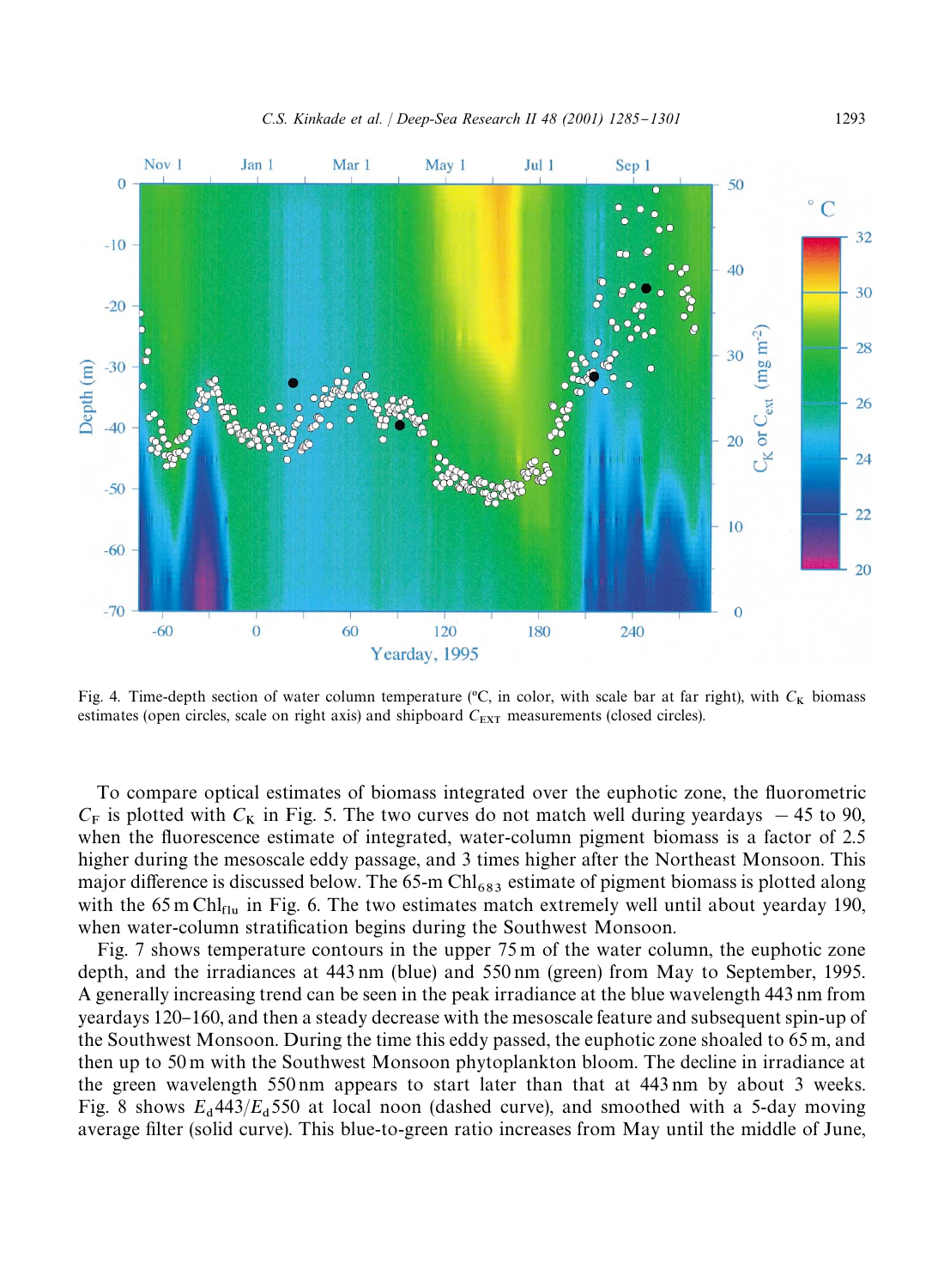Fig. 4. Time-depth section of water column temperature (ºC, in color, with scale bar at far right), with $C_K$ biomass estimates (open circles, scale on right axis) and shipboard $C_{EXT}$ measurements (closed circles).

To compare optical estimates of biomass integrated over the euphotic zone, the fluorometric $C_F$ is plotted with $C_K$ in Fig. 5. The two curves do not match well during yeardays $-45$ to 90, when the fluorescence estimate of integrated, water-column pigment biomass is a factor of 2.5 higher during the mesoscale eddy passage, and 3 times higher after the Northeast Monsoon. This major difference is discussed below. The 65-m $Chl_{683}$ estimate of pigment biomass is plotted along with the 65 m $Chl_{flu}$ in Fig. 6. The two estimates match extremely well until about yearday 190, when water-column stratification begins during the Southwest Monsoon.

Fig. 7 shows temperature contours in the upper 75 m of the water column, the euphotic zone depth, and the irradiances at 443 nm (blue) and 550 nm (green) from May to September, 1995. A generally increasing trend can be seen in the peak irradiance at the blue wavelength 443 nm from yeardays 120–160, and then a steady decrease with the mesoscale feature and subsequent spin-up of the Southwest Monsoon. During the time this eddy passed, the euphotic zone shoaled to 65 m, and then up to 50 m with the Southwest Monsoon phytoplankton bloom. The decline in irradiance at the green wavelength 550 nm appears to start later than that at 443 nm by about 3 weeks. Fig. 8 shows $E_d443/E_d550$ at local noon (dashed curve), and smoothed with a 5-day moving average filter (solid curve). This blue-to-green ratio increases from May until the middle of June,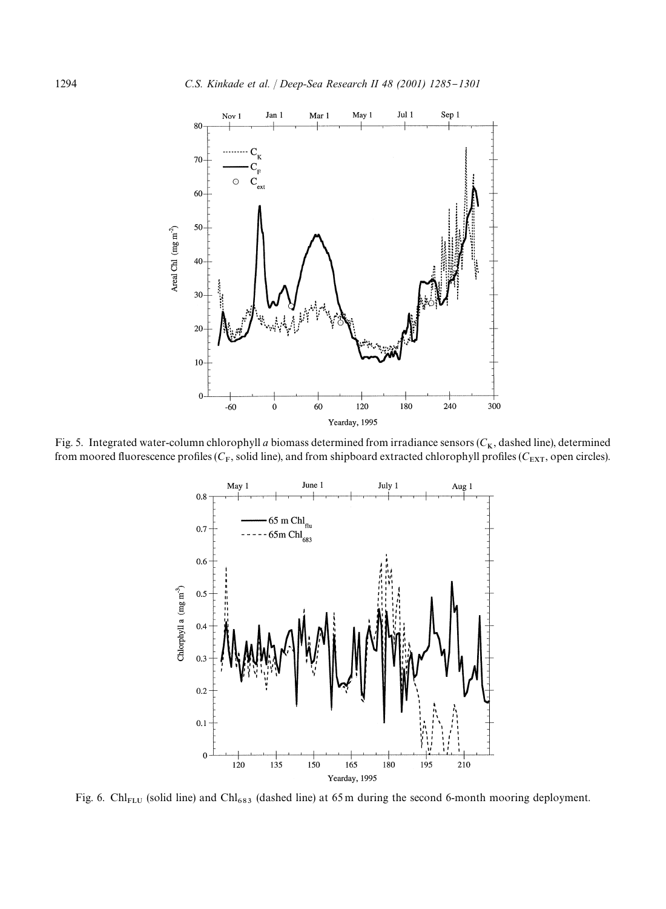Fig. 5. Integrated water-column chlorophyll *a* biomass determined from irradiance sensors ($C_K$, dashed line), determined from moored fluorescence profiles ($C_F$, solid line), and from shipboard extracted chlorophyll profiles ($C_{EXT}$, open circles).

Fig. 6. $Chl_{FLU}$ (solid line) and $Chl_{683}$ (dashed line) at 65 m during the second 6-month mooring deployment.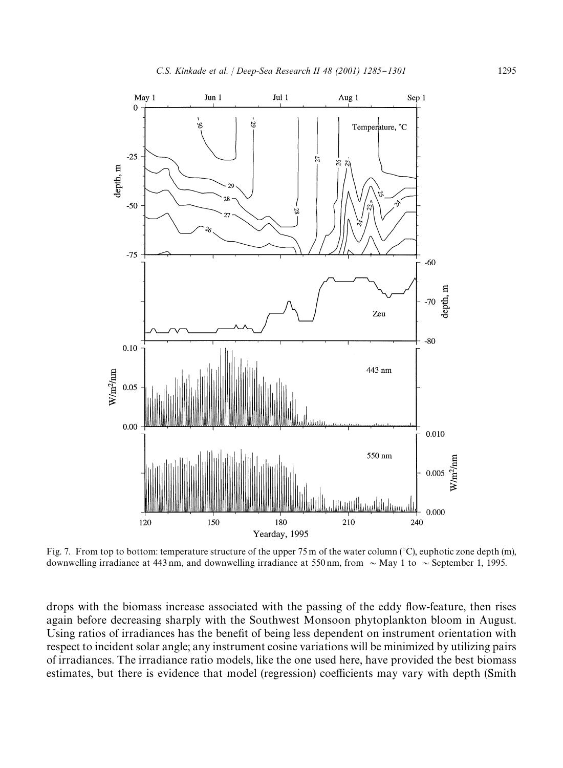Fig. 7. From top to bottom: temperature structure of the upper 75 m of the water column (°C), euphotic zone depth (m), downwelling irradiance at 443 nm, and downwelling irradiance at 550 nm, from ~ May 1 to ~ September 1, 1995.

drops with the biomass increase associated with the passing of the eddy flow-feature, then rises again before decreasing sharply with the Southwest Monsoon phytoplankton bloom in August. Using ratios of irradiances has the benefit of being less dependent on instrument orientation with respect to incident solar angle; any instrument cosine variations will be minimized by utilizing pairs of irradiances. The irradiance ratio models, like the one used here, have provided the best biomass estimates, but there is evidence that model (regression) coefficients may vary with depth (Smith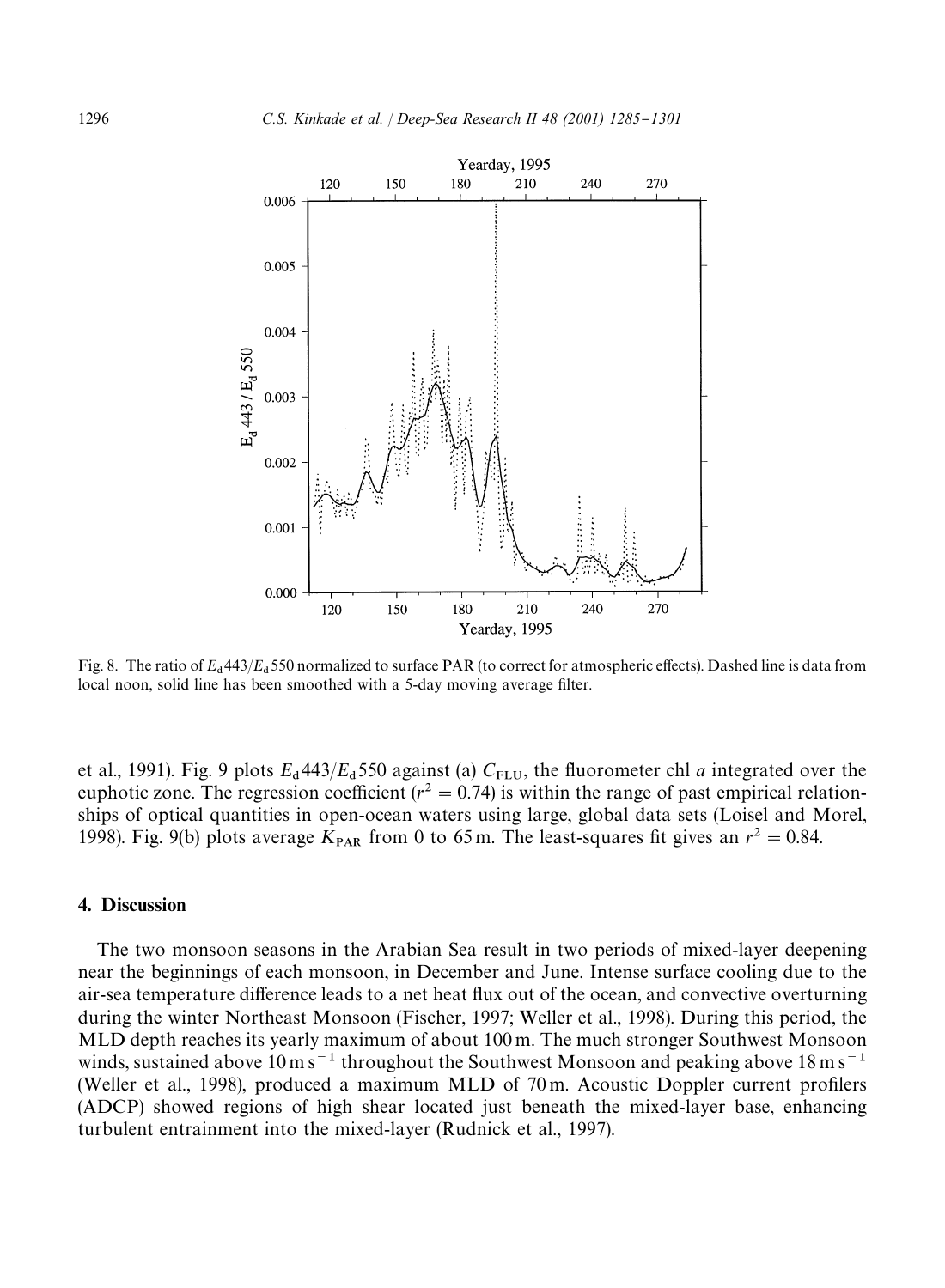Fig. 8. The ratio of $E_d 443/E_d 550$ normalized to surface PAR (to correct for atmospheric effects). Dashed line is data from local noon, solid line has been smoothed with a 5-day moving average filter.

et al., 1991). Fig. 9 plots $E_d 443/E_d 550$ against (a) $C_{FLU}$, the fluorometer chl *a* integrated over the euphotic zone. The regression coefficient ($r^2 = 0.74$) is within the range of past empirical relationships of optical quantities in open-ocean waters using large, global data sets (Loisel and Morel, 1998). Fig. 9(b) plots average $K_{PAR}$ from 0 to 65 m. The least-squares fit gives an $r^2 = 0.84$.

## 4. Discussion

The two monsoon seasons in the Arabian Sea result in two periods of mixed-layer deepening near the beginnings of each monsoon, in December and June. Intense surface cooling due to the air-sea temperature difference leads to a net heat flux out of the ocean, and convective overturning during the winter Northeast Monsoon (Fischer, 1997; Weller et al., 1998). During this period, the MLD depth reaches its yearly maximum of about 100 m. The much stronger Southwest Monsoon winds, sustained above $10\,\mathrm{m\,s^{-1}}$ throughout the Southwest Monsoon and peaking above $18\,\mathrm{m\,s^{-1}}$ (Weller et al., 1998), produced a maximum MLD of 70 m. Acoustic Doppler current profilers (ADCP) showed regions of high shear located just beneath the mixed-layer base, enhancing turbulent entrainment into the mixed-layer (Rudnick et al., 1997).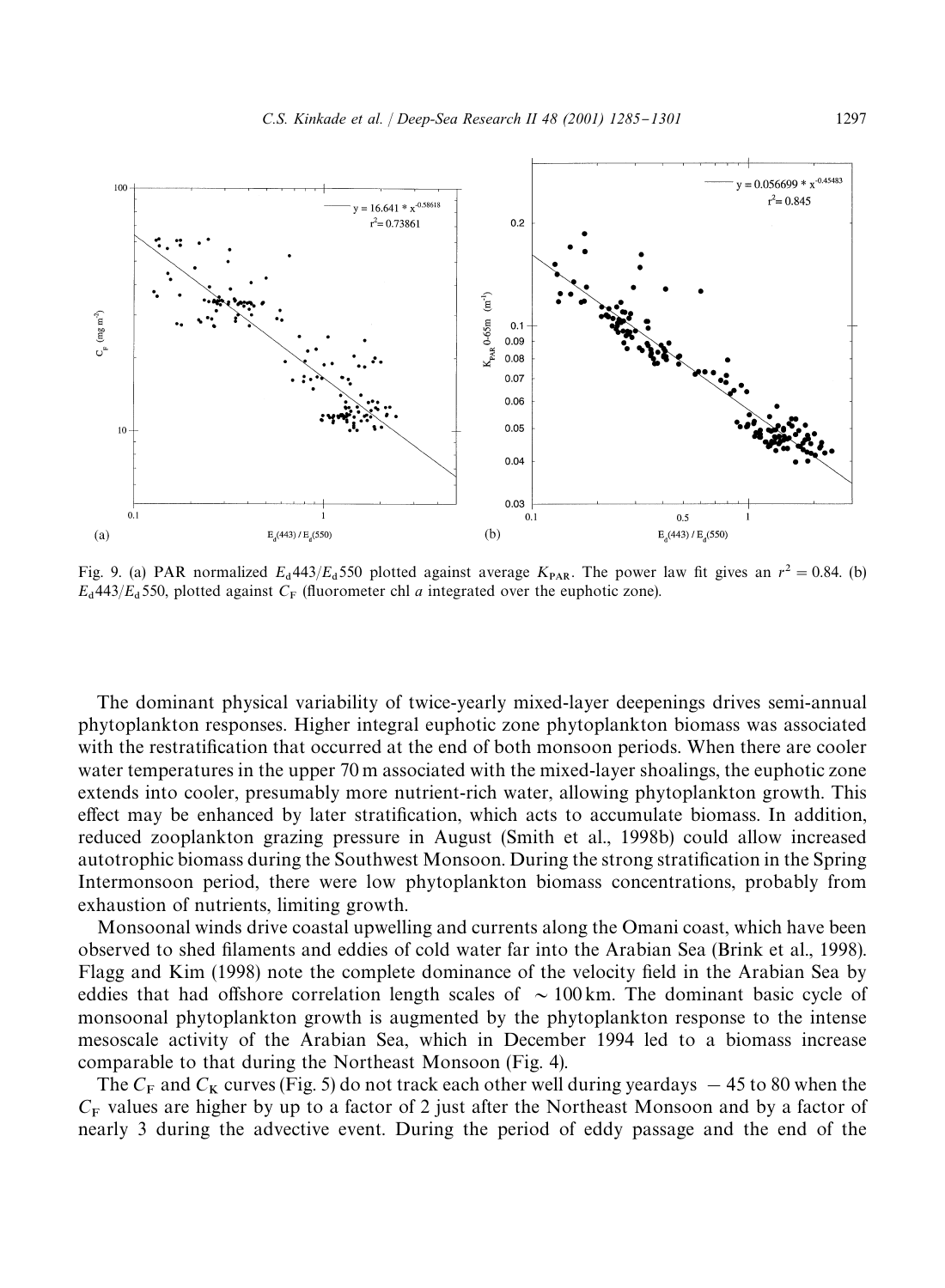Fig. 9. (a) PAR normalized $E_d443/E_d550$ plotted against average $K_{PAR}$. The power law fit gives an $r^2 = 0.84$. (b) $E_d443/E_d550$, plotted against $C_F$ (fluorometer chl $a$ integrated over the euphotic zone).

The dominant physical variability of twice-yearly mixed-layer deepenings drives semi-annual phytoplankton responses. Higher integral euphotic zone phytoplankton biomass was associated with the restratification that occurred at the end of both monsoon periods. When there are cooler water temperatures in the upper 70 m associated with the mixed-layer shoalings, the euphotic zone extends into cooler, presumably more nutrient-rich water, allowing phytoplankton growth. This effect may be enhanced by later stratification, which acts to accumulate biomass. In addition, reduced zooplankton grazing pressure in August (Smith et al., 1998b) could allow increased autotrophic biomass during the Southwest Monsoon. During the strong stratification in the Spring Intermonsoon period, there were low phytoplankton biomass concentrations, probably from exhaustion of nutrients, limiting growth.

Monsoonal winds drive coastal upwelling and currents along the Omani coast, which have been observed to shed filaments and eddies of cold water far into the Arabian Sea (Brink et al., 1998). Flagg and Kim (1998) note the complete dominance of the velocity field in the Arabian Sea by eddies that had offshore correlation length scales of $\sim 100$ km. The dominant basic cycle of monsoonal phytoplankton growth is augmented by the phytoplankton response to the intense mesoscale activity of the Arabian Sea, which in December 1994 led to a biomass increase comparable to that during the Northeast Monsoon (Fig. 4).

The $C_F$ and $C_K$ curves (Fig. 5) do not track each other well during yeardays $-45$ to 80 when the $C_F$ values are higher by up to a factor of 2 just after the Northeast Monsoon and by a factor of nearly 3 during the advective event. During the period of eddy passage and the end of the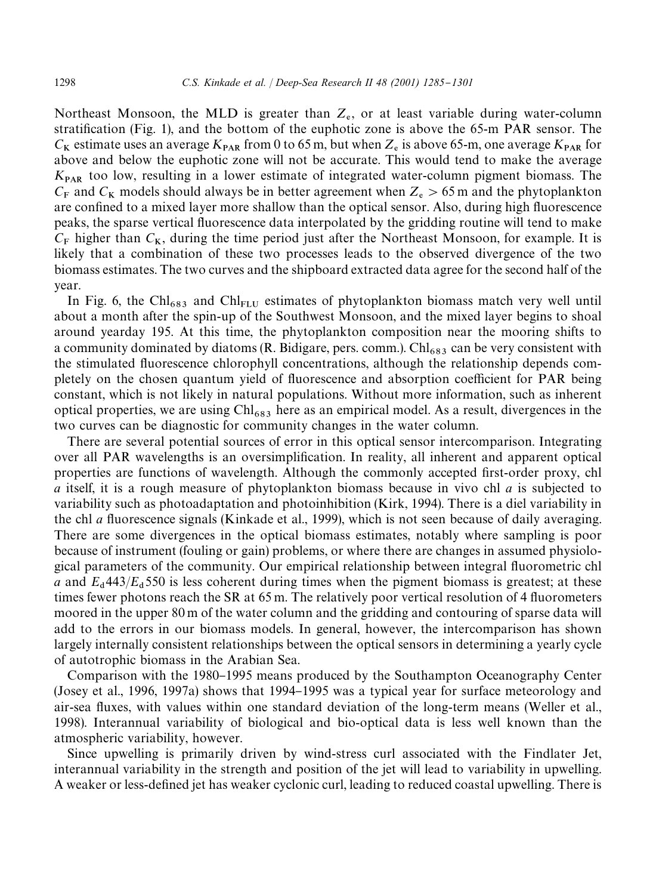Northeast Monsoon, the MLD is greater than $Z_e$, or at least variable during water-column stratification (Fig. 1), and the bottom of the euphotic zone is above the 65-m PAR sensor. The $C_K$ estimate uses an average $K_{PAR}$ from 0 to 65 m, but when $Z_e$ is above 65-m, one average $K_{PAR}$ for above and below the euphotic zone will not be accurate. This would tend to make the average $K_{PAR}$ too low, resulting in a lower estimate of integrated water-column pigment biomass. The $C_F$ and $C_K$ models should always be in better agreement when $Z_e > 65$ m and the phytoplankton are confined to a mixed layer more shallow than the optical sensor. Also, during high fluorescence peaks, the sparse vertical fluorescence data interpolated by the gridding routine will tend to make $C_F$ higher than $C_K$, during the time period just after the Northeast Monsoon, for example. It is likely that a combination of these two processes leads to the observed divergence of the two biomass estimates. The two curves and the shipboard extracted data agree for the second half of the year.

In Fig. 6, the $Chl_{683}$ and $Chl_{FLU}$ estimates of phytoplankton biomass match very well until about a month after the spin-up of the Southwest Monsoon, and the mixed layer begins to shoal around yearday 195. At this time, the phytoplankton composition near the mooring shifts to a community dominated by diatoms (R. Bidigare, pers. comm.). $Chl_{683}$ can be very consistent with the stimulated fluorescence chlorophyll concentrations, although the relationship depends completely on the chosen quantum yield of fluorescence and absorption coefficient for PAR being constant, which is not likely in natural populations. Without more information, such as inherent optical properties, we are using $Chl_{683}$ here as an empirical model. As a result, divergences in the two curves can be diagnostic for community changes in the water column.

There are several potential sources of error in this optical sensor intercomparison. Integrating over all PAR wavelengths is an oversimplification. In reality, all inherent and apparent optical properties are functions of wavelength. Although the commonly accepted first-order proxy, chl *a* itself, it is a rough measure of phytoplankton biomass because in vivo chl *a* is subjected to variability such as photoadaptation and photoinhibition (Kirk, 1994). There is a diel variability in the chl *a* fluorescence signals (Kinkade et al., 1999), which is not seen because of daily averaging. There are some divergences in the optical biomass estimates, notably where sampling is poor because of instrument (fouling or gain) problems, or where there are changes in assumed physiological parameters of the community. Our empirical relationship between integral fluorometric chl *a* and $E_d443/E_d550$ is less coherent during times when the pigment biomass is greatest; at these times fewer photons reach the SR at 65 m. The relatively poor vertical resolution of 4 fluorometers moored in the upper 80 m of the water column and the gridding and contouring of sparse data will add to the errors in our biomass models. In general, however, the intercomparison has shown largely internally consistent relationships between the optical sensors in determining a yearly cycle of autotrophic biomass in the Arabian Sea.

Comparison with the 1980–1995 means produced by the Southampton Oceanography Center (Josey et al., 1996, 1997a) shows that 1994–1995 was a typical year for surface meteorology and air-sea fluxes, with values within one standard deviation of the long-term means (Weller et al., 1998). Interannual variability of biological and bio-optical data is less well known than the atmospheric variability, however.

Since upwelling is primarily driven by wind-stress curl associated with the Findlater Jet, interannual variability in the strength and position of the jet will lead to variability in upwelling. A weaker or less-defined jet has weaker cyclonic curl, leading to reduced coastal upwelling. There is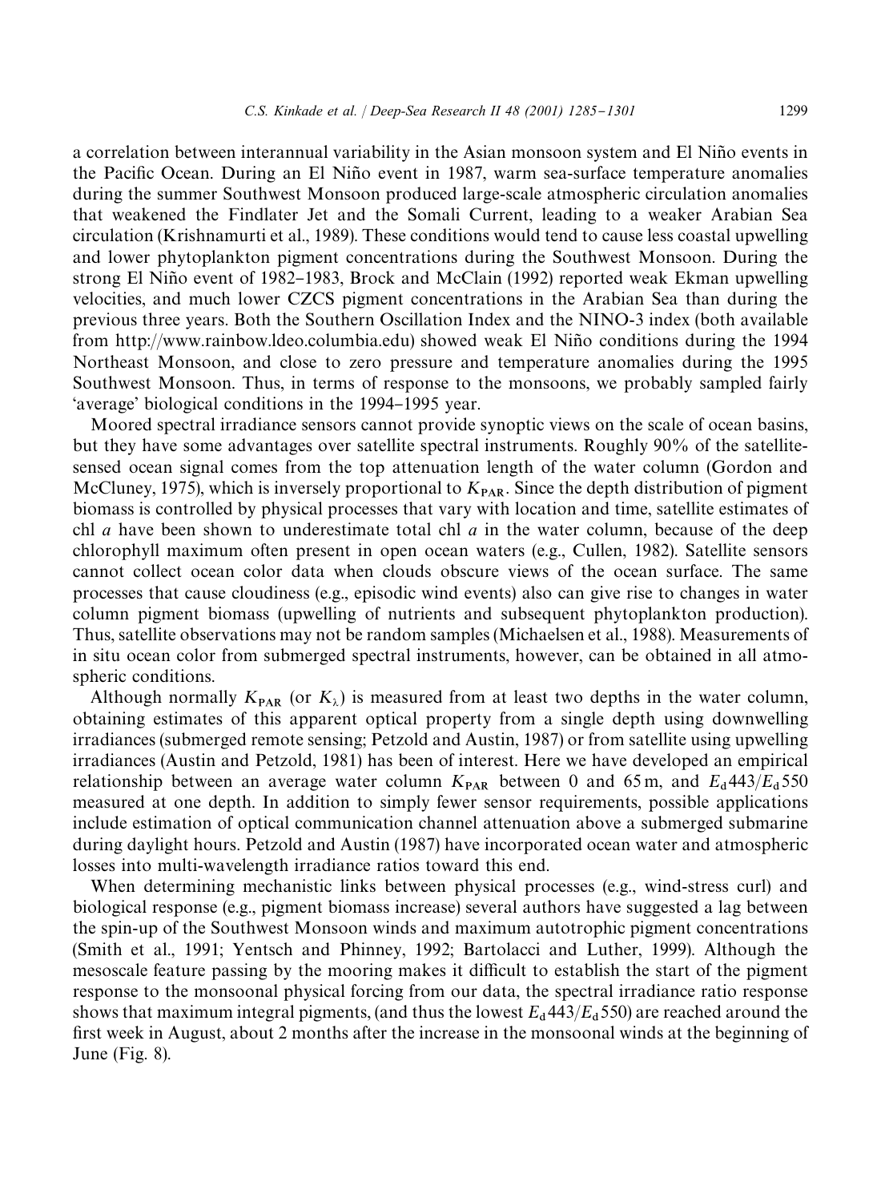a correlation between interannual variability in the Asian monsoon system and El Niño events in the Pacific Ocean. During an El Niño event in 1987, warm sea-surface temperature anomalies during the summer Southwest Monsoon produced large-scale atmospheric circulation anomalies that weakened the Findlater Jet and the Somali Current, leading to a weaker Arabian Sea circulation (Krishnamurti et al., 1989). These conditions would tend to cause less coastal upwelling and lower phytoplankton pigment concentrations during the Southwest Monsoon. During the strong El Niño event of 1982–1983, Brock and McClain (1992) reported weak Ekman upwelling velocities, and much lower CZCS pigment concentrations in the Arabian Sea than during the previous three years. Both the Southern Oscillation Index and the NINO-3 index (both available from http://www.rainbow.ldeo.columbia.edu) showed weak El Niño conditions during the 1994 Northeast Monsoon, and close to zero pressure and temperature anomalies during the 1995 Southwest Monsoon. Thus, in terms of response to the monsoons, we probably sampled fairly 'average' biological conditions in the 1994–1995 year.

Moored spectral irradiance sensors cannot provide synoptic views on the scale of ocean basins, but they have some advantages over satellite spectral instruments. Roughly 90% of the satellite-sensed ocean signal comes from the top attenuation length of the water column (Gordon and McCluney, 1975), which is inversely proportional to $K_{PAR}$. Since the depth distribution of pigment biomass is controlled by physical processes that vary with location and time, satellite estimates of chl *a* have been shown to underestimate total chl *a* in the water column, because of the deep chlorophyll maximum often present in open ocean waters (e.g., Cullen, 1982). Satellite sensors cannot collect ocean color data when clouds obscure views of the ocean surface. The same processes that cause cloudiness (e.g., episodic wind events) also can give rise to changes in water column pigment biomass (upwelling of nutrients and subsequent phytoplankton production). Thus, satellite observations may not be random samples (Michaelsen et al., 1988). Measurements of in situ ocean color from submerged spectral instruments, however, can be obtained in all atmospheric conditions.

Although normally $K_{PAR}$ (or $K_{\lambda}$) is measured from at least two depths in the water column, obtaining estimates of this apparent optical property from a single depth using downwelling irradiances (submerged remote sensing; Petzold and Austin, 1987) or from satellite using upwelling irradiances (Austin and Petzold, 1981) has been of interest. Here we have developed an empirical relationship between an average water column $K_{PAR}$ between 0 and 65 m, and $E_d443/E_d550$ measured at one depth. In addition to simply fewer sensor requirements, possible applications include estimation of optical communication channel attenuation above a submerged submarine during daylight hours. Petzold and Austin (1987) have incorporated ocean water and atmospheric losses into multi-wavelength irradiance ratios toward this end.

When determining mechanistic links between physical processes (e.g., wind-stress curl) and biological response (e.g., pigment biomass increase) several authors have suggested a lag between the spin-up of the Southwest Monsoon winds and maximum autotrophic pigment concentrations (Smith et al., 1991; Yentsch and Phinney, 1992; Bartolacci and Luther, 1999). Although the mesoscale feature passing by the mooring makes it difficult to establish the start of the pigment response to the monsoonal physical forcing from our data, the spectral irradiance ratio response shows that maximum integral pigments, (and thus the lowest $E_d443/E_d550$) are reached around the first week in August, about 2 months after the increase in the monsoonal winds at the beginning of June (Fig. 8).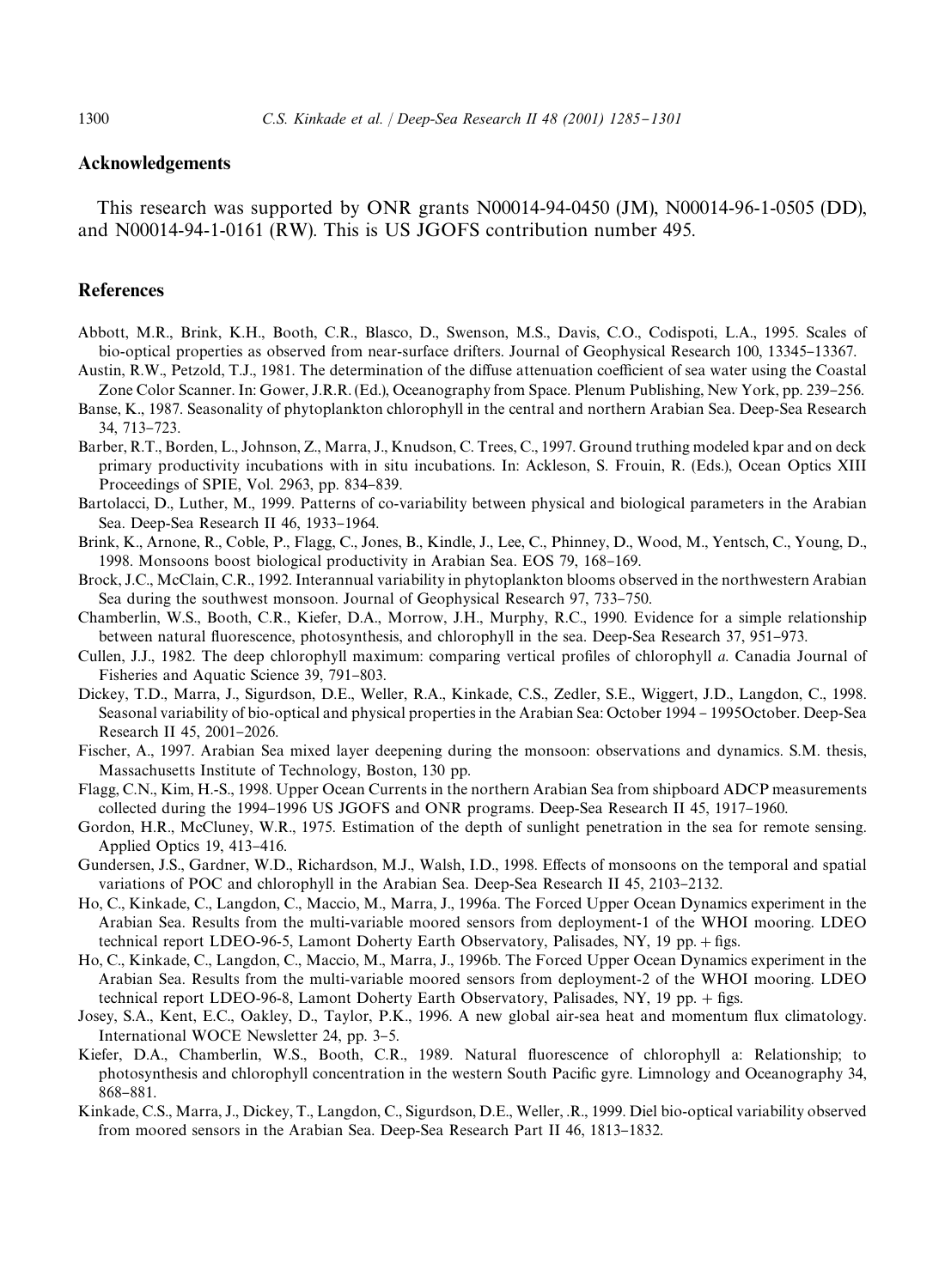## Acknowledgements

This research was supported by ONR grants N00014-94-0450 (JM), N00014-96-1-0505 (DD), and N00014-94-1-0161 (RW). This is US JGOFS contribution number 495.

## References

Abbott, M.R., Brink, K.H., Booth, C.R., Blasco, D., Swenson, M.S., Davis, C.O., Codispoti, L.A., 1995. Scales of bio-optical properties as observed from near-surface drifters. Journal of Geophysical Research 100, 13345–13367.

Austin, R.W., Petzold, T.J., 1981. The determination of the diffuse attenuation coefficient of sea water using the Coastal Zone Color Scanner. In: Gower, J.R.R. (Ed.), Oceanography from Space. Plenum Publishing, New York, pp. 239–256.

Banse, K., 1987. Seasonality of phytoplankton chlorophyll in the central and northern Arabian Sea. Deep-Sea Research 34, 713–723.

Barber, R.T., Borden, L., Johnson, Z., Marra, J., Knudson, C. Trees, C., 1997. Ground truthing modeled kpar and on deck primary productivity incubations with in situ incubations. In: Ackleson, S. Frouin, R. (Eds.), Ocean Optics XIII Proceedings of SPIE, Vol. 2963, pp. 834–839.

Bartolacci, D., Luther, M., 1999. Patterns of co-variability between physical and biological parameters in the Arabian Sea. Deep-Sea Research II 46, 1933–1964.

Brink, K., Arnone, R., Coble, P., Flagg, C., Jones, B., Kindle, J., Lee, C., Phinney, D., Wood, M., Yentsch, C., Young, D., 1998. Monsoons boost biological productivity in Arabian Sea. EOS 79, 168–169.

Brock, J.C., McClain, C.R., 1992. Interannual variability in phytoplankton blooms observed in the northwestern Arabian Sea during the southwest monsoon. Journal of Geophysical Research 97, 733–750.

Chamberlin, W.S., Booth, C.R., Kiefer, D.A., Morrow, J.H., Murphy, R.C., 1990. Evidence for a simple relationship between natural fluorescence, photosynthesis, and chlorophyll in the sea. Deep-Sea Research 37, 951–973.

Cullen, J.J., 1982. The deep chlorophyll maximum: comparing vertical profiles of chlorophyll *a*. Canadia Journal of Fisheries and Aquatic Science 39, 791–803.

Dickey, T.D., Marra, J., Sigurdson, D.E., Weller, R.A., Kinkade, C.S., Zedler, S.E., Wiggert, J.D., Langdon, C., 1998. Seasonal variability of bio-optical and physical properties in the Arabian Sea: October 1994 – 1995October. Deep-Sea Research II 45, 2001–2026.

Fischer, A., 1997. Arabian Sea mixed layer deepening during the monsoon: observations and dynamics. S.M. thesis, Massachusetts Institute of Technology, Boston, 130 pp.

Flagg, C.N., Kim, H.-S., 1998. Upper Ocean Currents in the northern Arabian Sea from shipboard ADCP measurements collected during the 1994–1996 US JGOFS and ONR programs. Deep-Sea Research II 45, 1917–1960.

Gordon, H.R., McCluney, W.R., 1975. Estimation of the depth of sunlight penetration in the sea for remote sensing. Applied Optics 19, 413–416.

Gundersen, J.S., Gardner, W.D., Richardson, M.J., Walsh, I.D., 1998. Effects of monsoons on the temporal and spatial variations of POC and chlorophyll in the Arabian Sea. Deep-Sea Research II 45, 2103–2132.

Ho, C., Kinkade, C., Langdon, C., Maccio, M., Marra, J., 1996a. The Forced Upper Ocean Dynamics experiment in the Arabian Sea. Results from the multi-variable moored sensors from deployment-1 of the WHOI mooring. LDEO technical report LDEO-96-5, Lamont Doherty Earth Observatory, Palisades, NY, 19 pp. + figs.

Ho, C., Kinkade, C., Langdon, C., Maccio, M., Marra, J., 1996b. The Forced Upper Ocean Dynamics experiment in the Arabian Sea. Results from the multi-variable moored sensors from deployment-2 of the WHOI mooring. LDEO technical report LDEO-96-8, Lamont Doherty Earth Observatory, Palisades, NY, 19 pp. + figs.

Josey, S.A., Kent, E.C., Oakley, D., Taylor, P.K., 1996. A new global air-sea heat and momentum flux climatology. International WOCE Newsletter 24, pp. 3–5.

Kiefer, D.A., Chamberlin, W.S., Booth, C.R., 1989. Natural fluorescence of chlorophyll a: Relationship; to photosynthesis and chlorophyll concentration in the western South Pacific gyre. Limnology and Oceanography 34, 868–881.

Kinkade, C.S., Marra, J., Dickey, T., Langdon, C., Sigurdson, D.E., Weller, .R., 1999. Diel bio-optical variability observed from moored sensors in the Arabian Sea. Deep-Sea Research Part II 46, 1813–1832.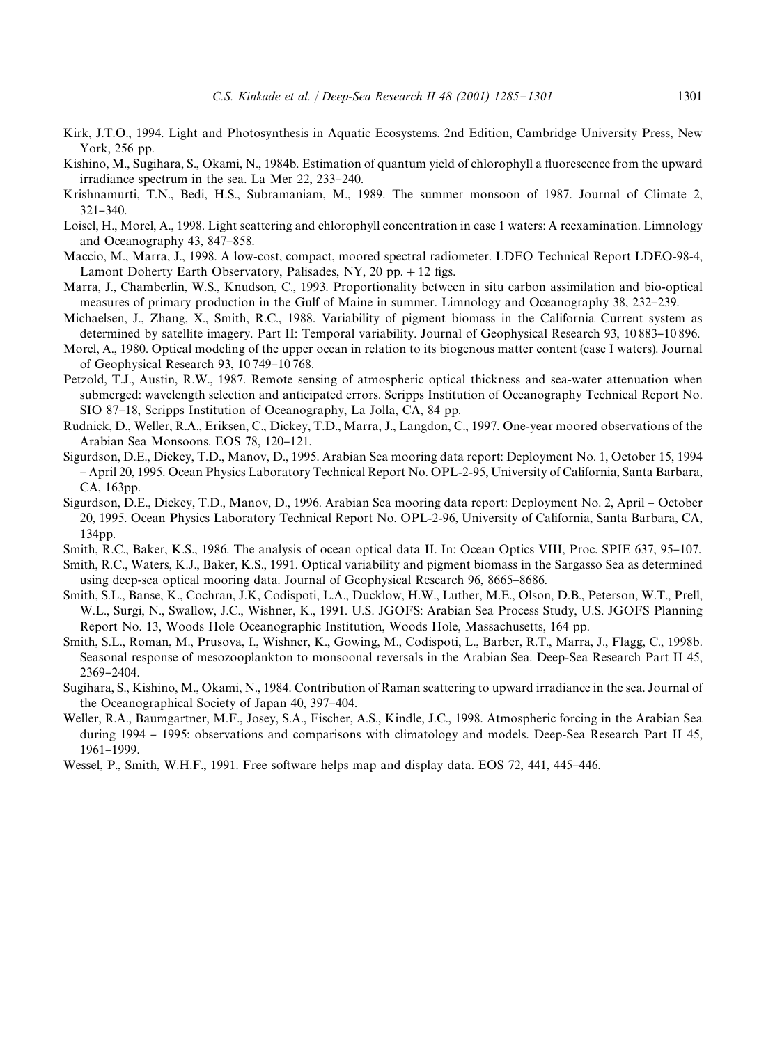Kirk, J.T.O., 1994. Light and Photosynthesis in Aquatic Ecosystems. 2nd Edition, Cambridge University Press, New York, 256 pp.

Kishino, M., Sugihara, S., Okami, N., 1984b. Estimation of quantum yield of chlorophyll a fluorescence from the upward irradiance spectrum in the sea. La Mer 22, 233–240.

Krishnamurti, T.N., Bedi, H.S., Subramaniam, M., 1989. The summer monsoon of 1987. Journal of Climate 2, 321–340.

Loisel, H., Morel, A., 1998. Light scattering and chlorophyll concentration in case 1 waters: A reexamination. Limnology and Oceanography 43, 847–858.

Maccio, M., Marra, J., 1998. A low-cost, compact, moored spectral radiometer. LDEO Technical Report LDEO-98-4, Lamont Doherty Earth Observatory, Palisades, NY, 20 pp. + 12 figs.

Marra, J., Chamberlin, W.S., Knudson, C., 1993. Proportionality between in situ carbon assimilation and bio-optical measures of primary production in the Gulf of Maine in summer. Limnology and Oceanography 38, 232–239.

Michaelsen, J., Zhang, X., Smith, R.C., 1988. Variability of pigment biomass in the California Current system as determined by satellite imagery. Part II: Temporal variability. Journal of Geophysical Research 93, 10 883–10 896.

Morel, A., 1980. Optical modeling of the upper ocean in relation to its biogenous matter content (case I waters). Journal of Geophysical Research 93, 10 749–10 768.

Petzold, T.J., Austin, R.W., 1987. Remote sensing of atmospheric optical thickness and sea-water attenuation when submerged: wavelength selection and anticipated errors. Scripps Institution of Oceanography Technical Report No. SIO 87–18, Scripps Institution of Oceanography, La Jolla, CA, 84 pp.

Rudnick, D., Weller, R.A., Eriksen, C., Dickey, T.D., Marra, J., Langdon, C., 1997. One-year moored observations of the Arabian Sea Monsoons. EOS 78, 120–121.

Sigurdson, D.E., Dickey, T.D., Manov, D., 1995. Arabian Sea mooring data report: Deployment No. 1, October 15, 1994 – April 20, 1995. Ocean Physics Laboratory Technical Report No. OPL-2-95, University of California, Santa Barbara, CA, 163pp.

Sigurdson, D.E., Dickey, T.D., Manov, D., 1996. Arabian Sea mooring data report: Deployment No. 2, April – October 20, 1995. Ocean Physics Laboratory Technical Report No. OPL-2-96, University of California, Santa Barbara, CA, 134pp.

Smith, R.C., Baker, K.S., 1986. The analysis of ocean optical data II. In: Ocean Optics VIII, Proc. SPIE 637, 95–107.

Smith, R.C., Waters, K.J., Baker, K.S., 1991. Optical variability and pigment biomass in the Sargasso Sea as determined using deep-sea optical mooring data. Journal of Geophysical Research 96, 8665–8686.

Smith, S.L., Banse, K., Cochran, J.K, Codispoti, L.A., Ducklow, H.W., Luther, M.E., Olson, D.B., Peterson, W.T., Prell, W.L., Surgi, N., Swallow, J.C., Wishner, K., 1991. U.S. JGOFS: Arabian Sea Process Study, U.S. JGOFS Planning Report No. 13, Woods Hole Oceanographic Institution, Woods Hole, Massachusetts, 164 pp.

Smith, S.L., Roman, M., Prusova, I., Wishner, K., Gowing, M., Codispoti, L., Barber, R.T., Marra, J., Flagg, C., 1998b. Seasonal response of mesozooplankton to monsoonal reversals in the Arabian Sea. Deep-Sea Research Part II 45, 2369–2404.

Sugihara, S., Kishino, M., Okami, N., 1984. Contribution of Raman scattering to upward irradiance in the sea. Journal of the Oceanographical Society of Japan 40, 397–404.

Weller, R.A., Baumgartner, M.F., Josey, S.A., Fischer, A.S., Kindle, J.C., 1998. Atmospheric forcing in the Arabian Sea during 1994 – 1995: observations and comparisons with climatology and models. Deep-Sea Research Part II 45, 1961–1999.

Wessel, P., Smith, W.H.F., 1991. Free software helps map and display data. EOS 72, 441, 445–446.